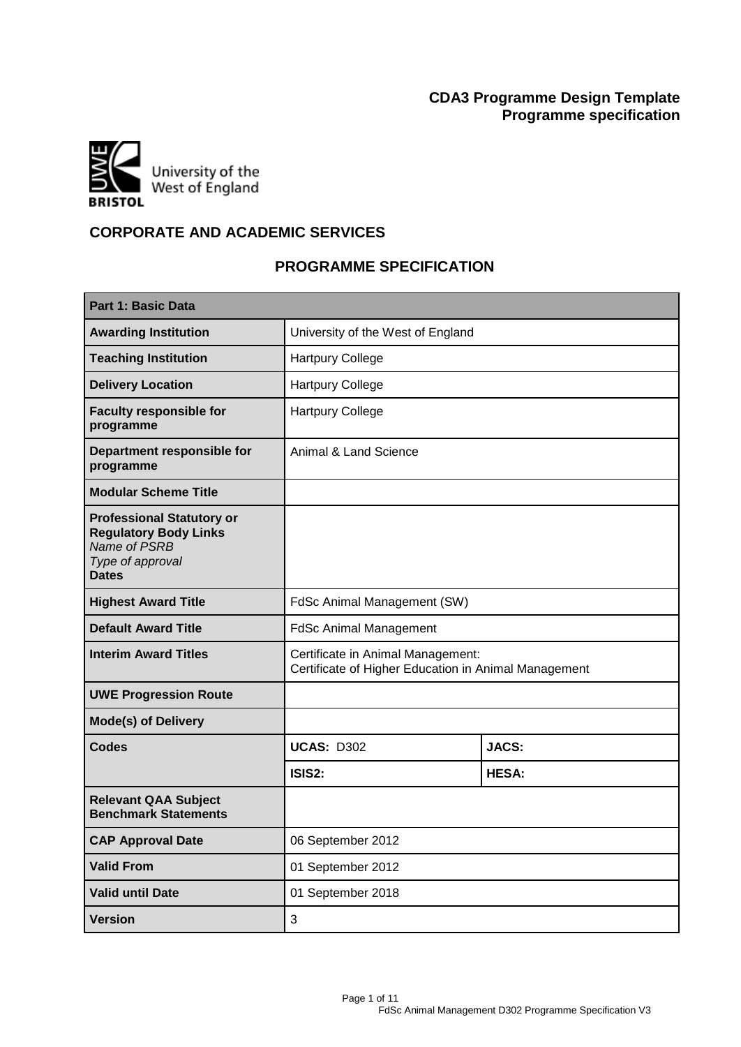**CDA3 Programme Design Template**
**Programme specification**

University of the West of England
BRISTOL

## CORPORATE AND ACADEMIC SERVICES

## PROGRAMME SPECIFICATION

| **Part 1: Basic Data** | | |
|---|---|---|
| **Awarding Institution** | University of the West of England | |
| **Teaching Institution** | Hartpury College | |
| **Delivery Location** | Hartpury College | |
| **Faculty responsible for programme** | Hartpury College | |
| **Department responsible for programme** | Animal & Land Science | |
| **Modular Scheme Title** | | |
| **Professional Statutory or Regulatory Body Links** *Name of PSRB* *Type of approval* **Dates** | | |
| **Highest Award Title** | FdSc Animal Management (SW) | |
| **Default Award Title** | FdSc Animal Management | |
| **Interim Award Titles** | Certificate in Animal Management: Certificate of Higher Education in Animal Management | |
| **UWE Progression Route** | | |
| **Mode(s) of Delivery** | | |
| **Codes** | **UCAS:** D302 | **JACS:** |
| | **ISIS2:** | **HESA:** |
| **Relevant QAA Subject Benchmark Statements** | | |
| **CAP Approval Date** | 06 September 2012 | |
| **Valid From** | 01 September 2012 | |
| **Valid until Date** | 01 September 2018 | |
| **Version** | 3 | |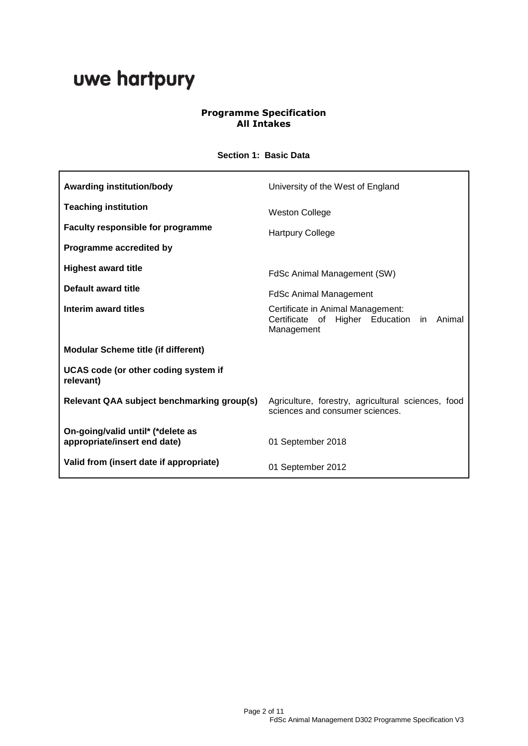uwe hartpury

**Programme Specification**
**All Intakes**

**Section 1: Basic Data**

| | |
|---|---|
| **Awarding institution/body** | University of the West of England |
| **Teaching institution** | Weston College |
| **Faculty responsible for programme** | Hartpury College |
| **Programme accredited by** | |
| **Highest award title** | FdSc Animal Management (SW) |
| **Default award title** | FdSc Animal Management |
| **Interim award titles** | Certificate in Animal Management: Certificate of Higher Education in Animal Management |
| **Modular Scheme title (if different)** | |
| **UCAS code (or other coding system if relevant)** | |
| **Relevant QAA subject benchmarking group(s)** | Agriculture, forestry, agricultural sciences, food sciences and consumer sciences. |
| **On-going/valid until* (*delete as appropriate/insert end date)** | 01 September 2018 |
| **Valid from (insert date if appropriate)** | 01 September 2012 |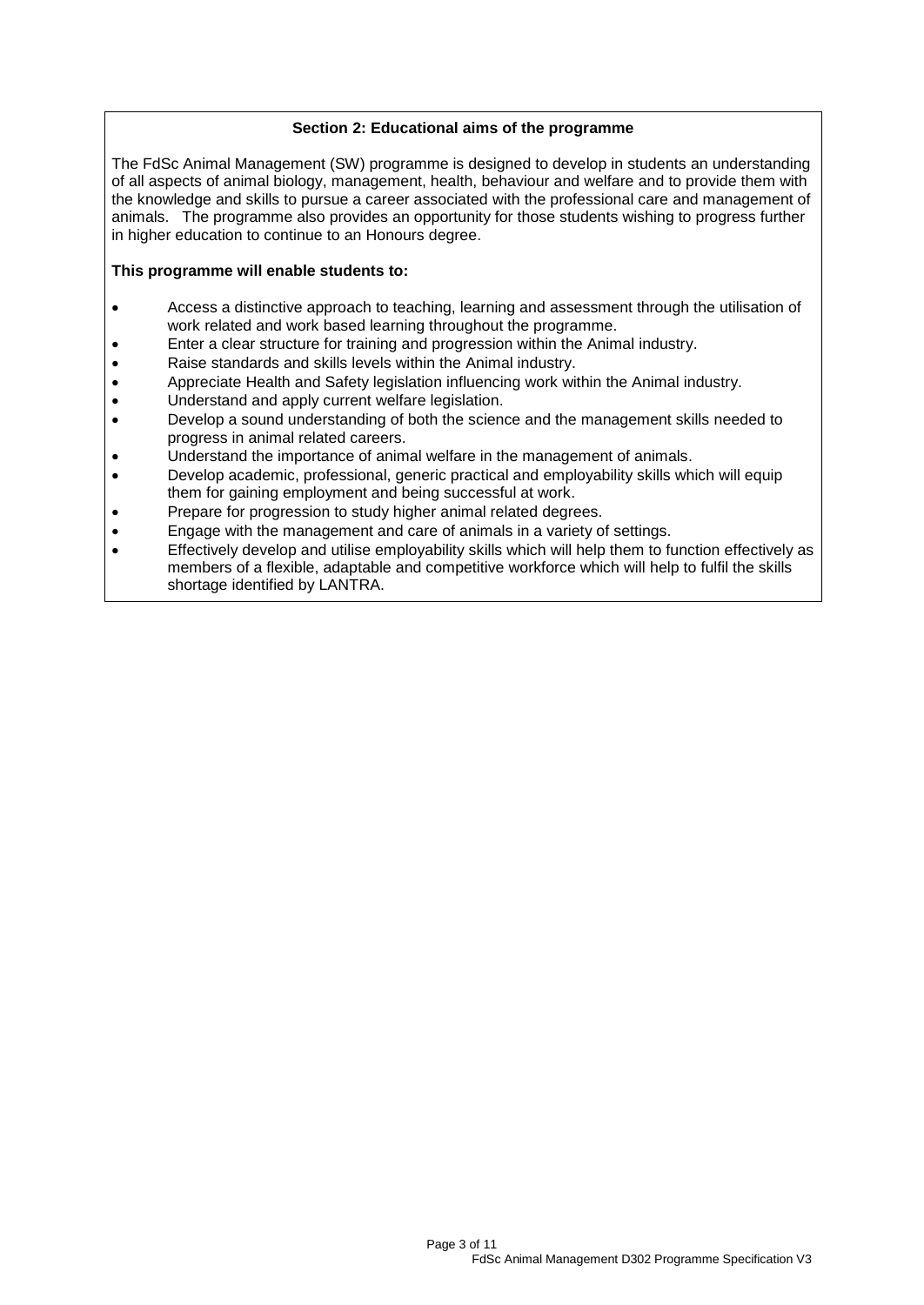## Section 2: Educational aims of the programme

The FdSc Animal Management (SW) programme is designed to develop in students an understanding of all aspects of animal biology, management, health, behaviour and welfare and to provide them with the knowledge and skills to pursue a career associated with the professional care and management of animals. The programme also provides an opportunity for those students wishing to progress further in higher education to continue to an Honours degree.

**This programme will enable students to:**

- Access a distinctive approach to teaching, learning and assessment through the utilisation of work related and work based learning throughout the programme.
- Enter a clear structure for training and progression within the Animal industry.
- Raise standards and skills levels within the Animal industry.
- Appreciate Health and Safety legislation influencing work within the Animal industry.
- Understand and apply current welfare legislation.
- Develop a sound understanding of both the science and the management skills needed to progress in animal related careers.
- Understand the importance of animal welfare in the management of animals.
- Develop academic, professional, generic practical and employability skills which will equip them for gaining employment and being successful at work.
- Prepare for progression to study higher animal related degrees.
- Engage with the management and care of animals in a variety of settings.
- Effectively develop and utilise employability skills which will help them to function effectively as members of a flexible, adaptable and competitive workforce which will help to fulfil the skills shortage identified by LANTRA.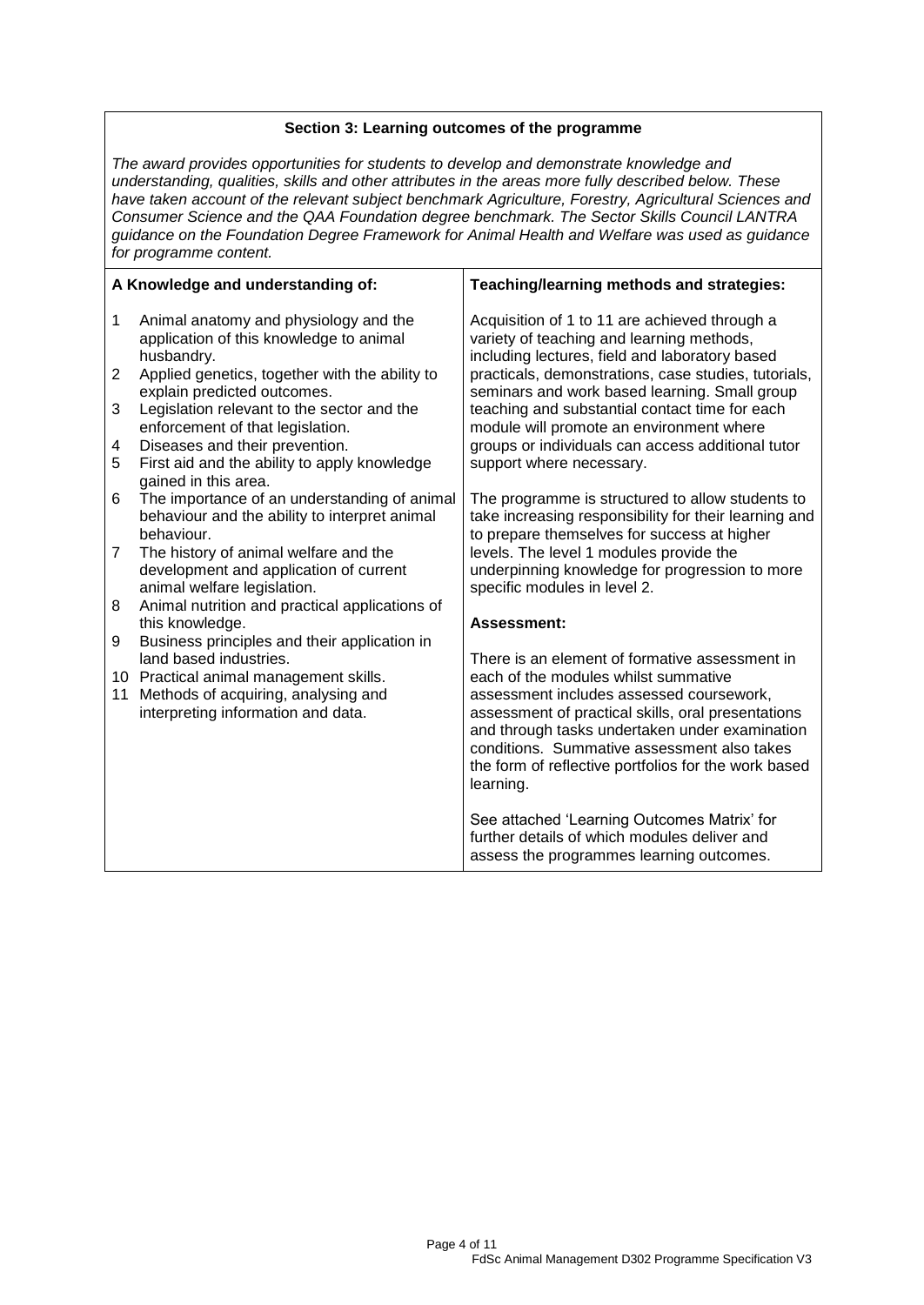## Section 3: Learning outcomes of the programme

*The award provides opportunities for students to develop and demonstrate knowledge and understanding, qualities, skills and other attributes in the areas more fully described below. These have taken account of the relevant subject benchmark Agriculture, Forestry, Agricultural Sciences and Consumer Science and the QAA Foundation degree benchmark. The Sector Skills Council LANTRA guidance on the Foundation Degree Framework for Animal Health and Welfare was used as guidance for programme content.*

### A Knowledge and understanding of:

1. Animal anatomy and physiology and the application of this knowledge to animal husbandry.
2. Applied genetics, together with the ability to explain predicted outcomes.
3. Legislation relevant to the sector and the enforcement of that legislation.
4. Diseases and their prevention.
5. First aid and the ability to apply knowledge gained in this area.
6. The importance of an understanding of animal behaviour and the ability to interpret animal behaviour.
7. The history of animal welfare and the development and application of current animal welfare legislation.
8. Animal nutrition and practical applications of this knowledge.
9. Business principles and their application in land based industries.
10. Practical animal management skills.
11. Methods of acquiring, analysing and interpreting information and data.

### Teaching/learning methods and strategies:

Acquisition of 1 to 11 are achieved through a variety of teaching and learning methods, including lectures, field and laboratory based practicals, demonstrations, case studies, tutorials, seminars and work based learning. Small group teaching and substantial contact time for each module will promote an environment where groups or individuals can access additional tutor support where necessary.

The programme is structured to allow students to take increasing responsibility for their learning and to prepare themselves for success at higher levels. The level 1 modules provide the underpinning knowledge for progression to more specific modules in level 2.

**Assessment:**

There is an element of formative assessment in each of the modules whilst summative assessment includes assessed coursework, assessment of practical skills, oral presentations and through tasks undertaken under examination conditions. Summative assessment also takes the form of reflective portfolios for the work based learning.

See attached 'Learning Outcomes Matrix' for further details of which modules deliver and assess the programmes learning outcomes.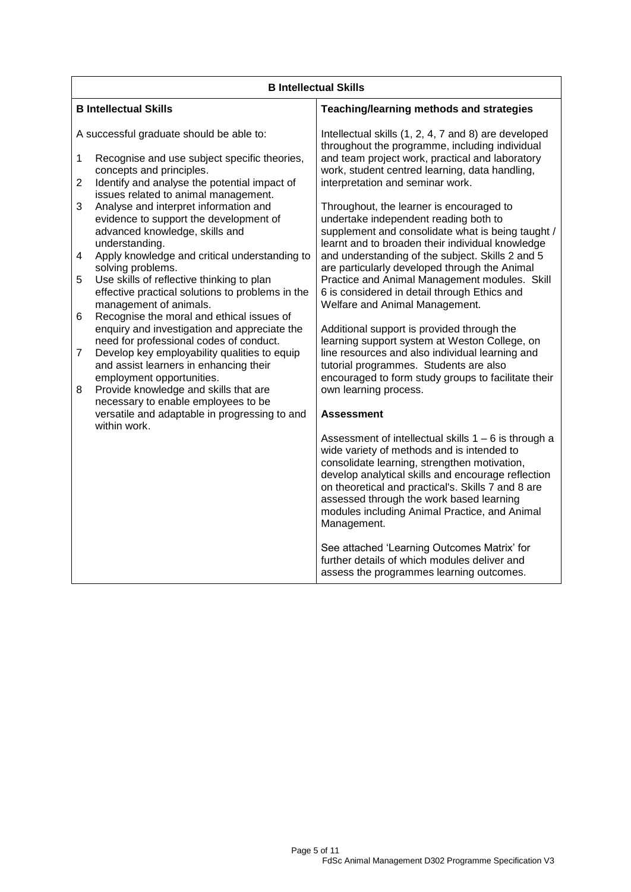| B Intellectual Skills | |
|---|---|
| **B Intellectual Skills** | **Teaching/learning methods and strategies** |
| A successful graduate should be able to:<br><br>1 Recognise and use subject specific theories, concepts and principles.<br>2 Identify and analyse the potential impact of issues related to animal management.<br>3 Analyse and interpret information and evidence to support the development of advanced knowledge, skills and understanding.<br>4 Apply knowledge and critical understanding to solving problems.<br>5 Use skills of reflective thinking to plan effective practical solutions to problems in the management of animals.<br>6 Recognise the moral and ethical issues of enquiry and investigation and appreciate the need for professional codes of conduct.<br>7 Develop key employability qualities to equip and assist learners in enhancing their employment opportunities.<br>8 Provide knowledge and skills that are necessary to enable employees to be versatile and adaptable in progressing to and within work. | Intellectual skills (1, 2, 4, 7 and 8) are developed throughout the programme, including individual and team project work, practical and laboratory work, student centred learning, data handling, interpretation and seminar work.<br><br>Throughout, the learner is encouraged to undertake independent reading both to supplement and consolidate what is being taught / learnt and to broaden their individual knowledge and understanding of the subject. Skills 2 and 5 are particularly developed through the Animal Practice and Animal Management modules. Skill 6 is considered in detail through Ethics and Welfare and Animal Management.<br><br>Additional support is provided through the learning support system at Weston College, on line resources and also individual learning and tutorial programmes. Students are also encouraged to form study groups to facilitate their own learning process.<br><br>**Assessment**<br><br>Assessment of intellectual skills 1 – 6 is through a wide variety of methods and is intended to consolidate learning, strengthen motivation, develop analytical skills and encourage reflection on theoretical and practical's. Skills 7 and 8 are assessed through the work based learning modules including Animal Practice, and Animal Management.<br><br>See attached 'Learning Outcomes Matrix' for further details of which modules deliver and assess the programmes learning outcomes. |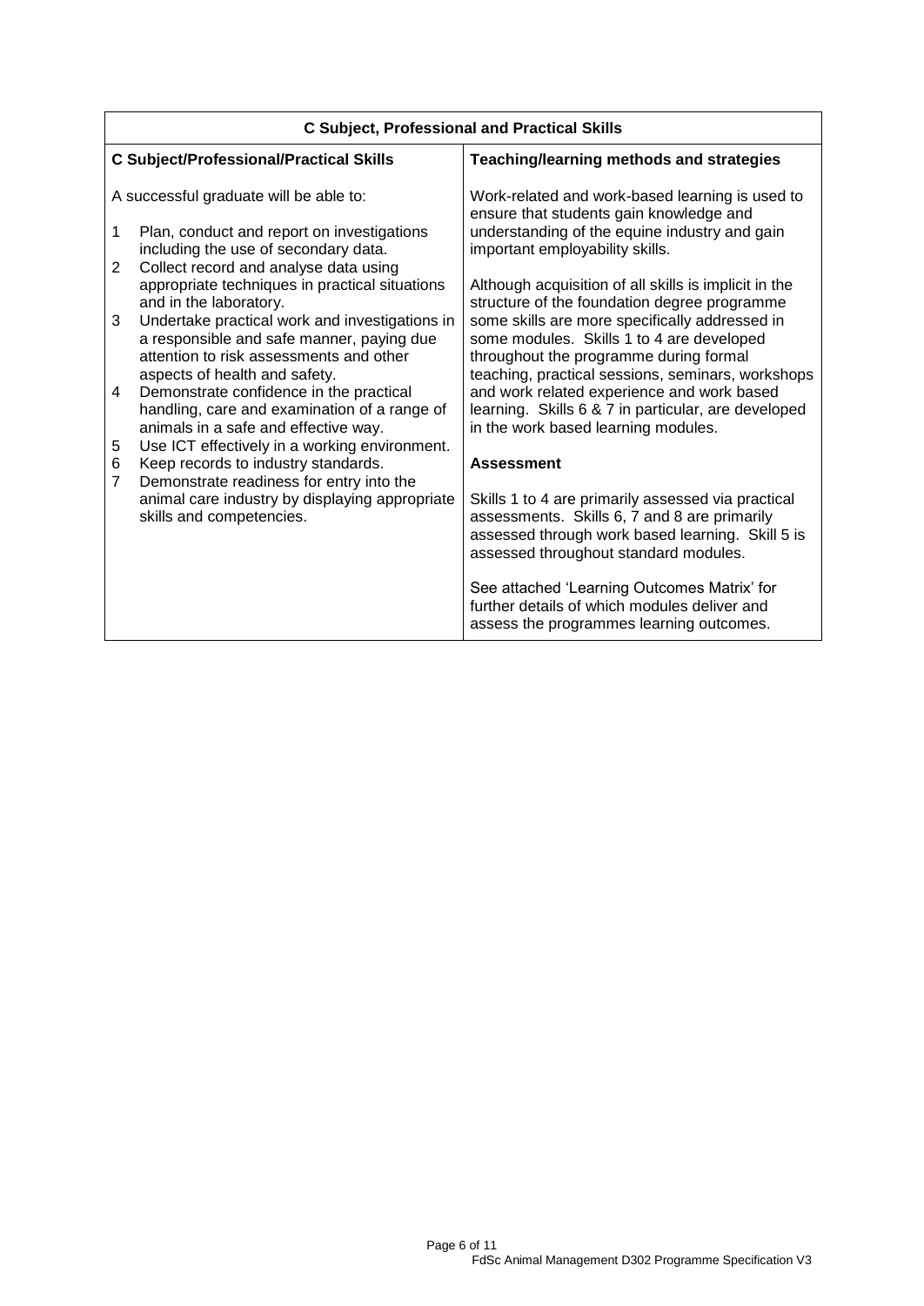| C Subject, Professional and Practical Skills | |
|---|---|
| **C Subject/Professional/Practical Skills** | **Teaching/learning methods and strategies** |
| A successful graduate will be able to:<br><br>1 Plan, conduct and report on investigations including the use of secondary data.<br>2 Collect record and analyse data using appropriate techniques in practical situations and in the laboratory.<br>3 Undertake practical work and investigations in a responsible and safe manner, paying due attention to risk assessments and other aspects of health and safety.<br>4 Demonstrate confidence in the practical handling, care and examination of a range of animals in a safe and effective way.<br>5 Use ICT effectively in a working environment.<br>6 Keep records to industry standards.<br>7 Demonstrate readiness for entry into the animal care industry by displaying appropriate skills and competencies. | Work-related and work-based learning is used to ensure that students gain knowledge and understanding of the equine industry and gain important employability skills.<br><br>Although acquisition of all skills is implicit in the structure of the foundation degree programme some skills are more specifically addressed in some modules. Skills 1 to 4 are developed throughout the programme during formal teaching, practical sessions, seminars, workshops and work related experience and work based learning. Skills 6 & 7 in particular, are developed in the work based learning modules.<br><br>**Assessment**<br><br>Skills 1 to 4 are primarily assessed via practical assessments. Skills 6, 7 and 8 are primarily assessed through work based learning. Skill 5 is assessed throughout standard modules.<br><br>See attached 'Learning Outcomes Matrix' for further details of which modules deliver and assess the programmes learning outcomes. |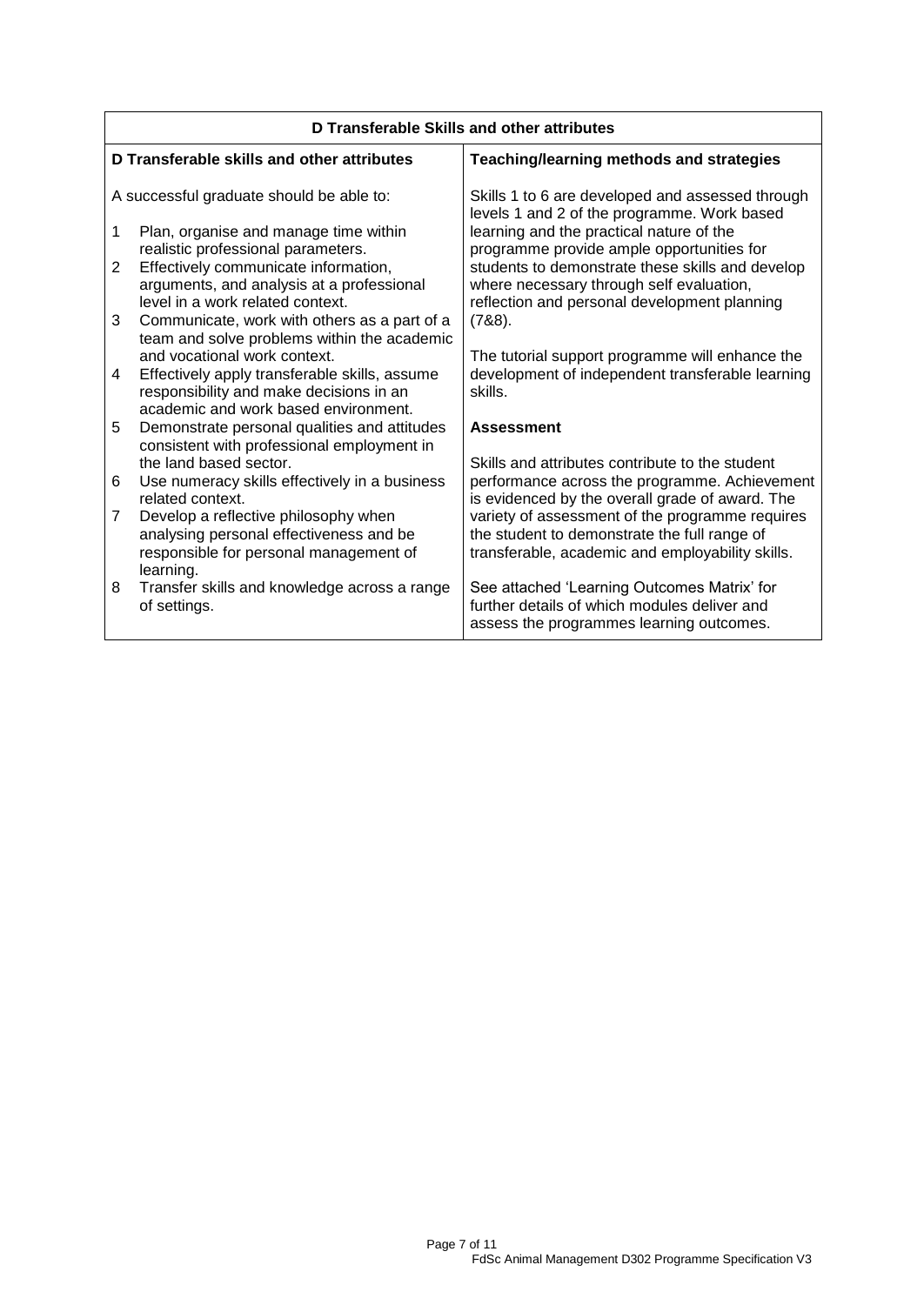| D Transferable Skills and other attributes | |
|---|---|
| **D Transferable skills and other attributes** | **Teaching/learning methods and strategies** |
| A successful graduate should be able to:<br><br>1 Plan, organise and manage time within realistic professional parameters.<br>2 Effectively communicate information, arguments, and analysis at a professional level in a work related context.<br>3 Communicate, work with others as a part of a team and solve problems within the academic and vocational work context.<br>4 Effectively apply transferable skills, assume responsibility and make decisions in an academic and work based environment.<br>5 Demonstrate personal qualities and attitudes consistent with professional employment in the land based sector.<br>6 Use numeracy skills effectively in a business related context.<br>7 Develop a reflective philosophy when analysing personal effectiveness and be responsible for personal management of learning.<br>8 Transfer skills and knowledge across a range of settings. | Skills 1 to 6 are developed and assessed through levels 1 and 2 of the programme. Work based learning and the practical nature of the programme provide ample opportunities for students to demonstrate these skills and develop where necessary through self evaluation, reflection and personal development planning (7&8).<br><br>The tutorial support programme will enhance the development of independent transferable learning skills.<br><br>**Assessment**<br><br>Skills and attributes contribute to the student performance across the programme. Achievement is evidenced by the overall grade of award. The variety of assessment of the programme requires the student to demonstrate the full range of transferable, academic and employability skills.<br><br>See attached 'Learning Outcomes Matrix' for further details of which modules deliver and assess the programmes learning outcomes. |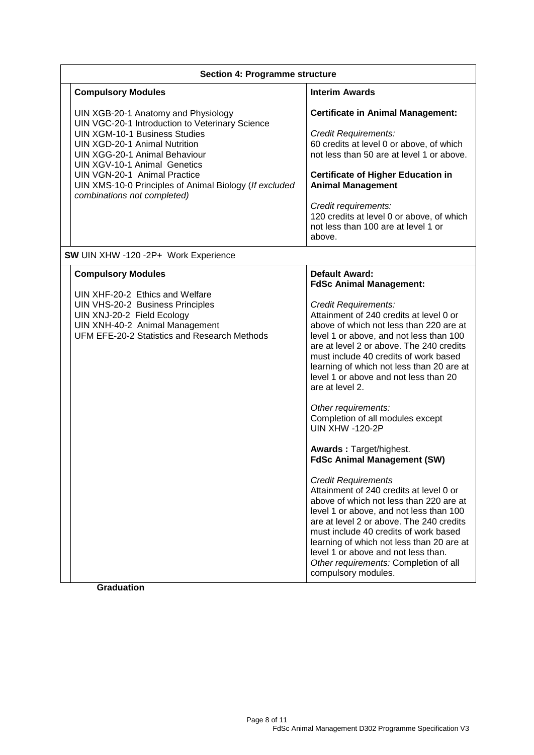| Section 4: Programme structure | |
|---|---|
| **Compulsory Modules**<br><br>UIN XGB-20-1 Anatomy and Physiology<br>UIN VGC-20-1 Introduction to Veterinary Science<br>UIN XGM-10-1 Business Studies<br>UIN XGD-20-1 Animal Nutrition<br>UIN XGG-20-1 Animal Behaviour<br>UIN XGV-10-1 Animal Genetics<br>UIN VGN-20-1 Animal Practice<br>UIN XMS-10-0 Principles of Animal Biology (*If excluded combinations not completed)* | **Interim Awards**<br><br>**Certificate in Animal Management:**<br><br>*Credit Requirements:*<br>60 credits at level 0 or above, of which not less than 50 are at level 1 or above.<br><br>**Certificate of Higher Education in Animal Management**<br><br>*Credit requirements:*<br>120 credits at level 0 or above, of which not less than 100 are at level 1 or above. |
| **SW** UIN XHW -120 -2P+ Work Experience | |
| **Compulsory Modules**<br><br>UIN XHF-20-2 Ethics and Welfare<br>UIN VHS-20-2 Business Principles<br>UIN XNJ-20-2 Field Ecology<br>UIN XNH-40-2 Animal Management<br>UFM EFE-20-2 Statistics and Research Methods | **Default Award:**<br>**FdSc Animal Management:**<br><br>*Credit Requirements:*<br>Attainment of 240 credits at level 0 or above of which not less than 220 are at level 1 or above, and not less than 100 are at level 2 or above. The 240 credits must include 40 credits of work based learning of which not less than 20 are at level 1 or above and not less than 20 are at level 2.<br><br>*Other requirements:*<br>Completion of all modules except UIN XHW -120-2P<br><br>**Awards :** Target/highest.<br>**FdSc Animal Management (SW)**<br><br>*Credit Requirements*<br>Attainment of 240 credits at level 0 or above of which not less than 220 are at level 1 or above, and not less than 100 are at level 2 or above. The 240 credits must include 40 credits of work based learning of which not less than 20 are at level 1 or above and not less than.<br>*Other requirements:* Completion of all compulsory modules. |

**Graduation**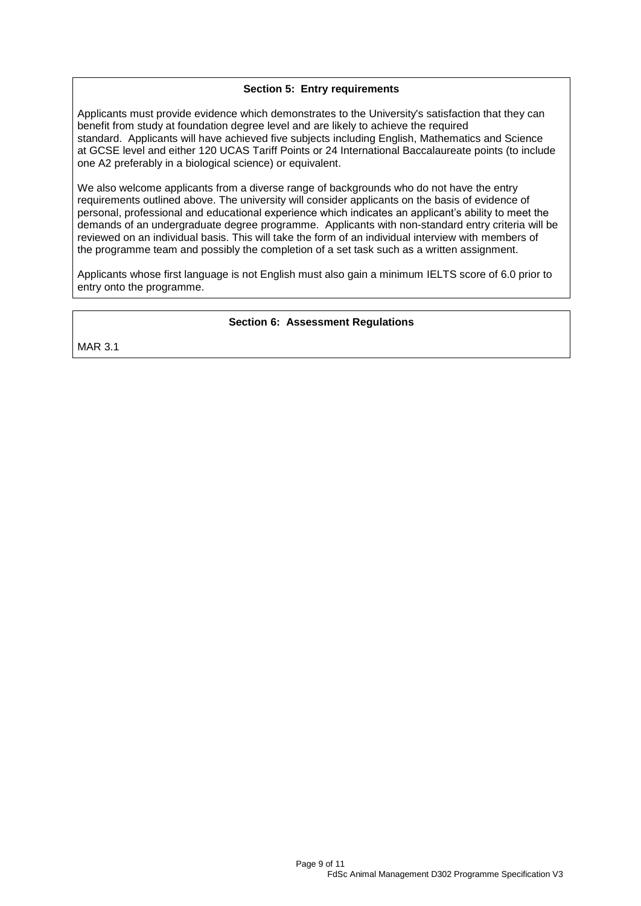## Section 5: Entry requirements

Applicants must provide evidence which demonstrates to the University's satisfaction that they can benefit from study at foundation degree level and are likely to achieve the required standard. Applicants will have achieved five subjects including English, Mathematics and Science at GCSE level and either 120 UCAS Tariff Points or 24 International Baccalaureate points (to include one A2 preferably in a biological science) or equivalent.

We also welcome applicants from a diverse range of backgrounds who do not have the entry requirements outlined above. The university will consider applicants on the basis of evidence of personal, professional and educational experience which indicates an applicant's ability to meet the demands of an undergraduate degree programme. Applicants with non-standard entry criteria will be reviewed on an individual basis. This will take the form of an individual interview with members of the programme team and possibly the completion of a set task such as a written assignment.

Applicants whose first language is not English must also gain a minimum IELTS score of 6.0 prior to entry onto the programme.

## Section 6: Assessment Regulations

MAR 3.1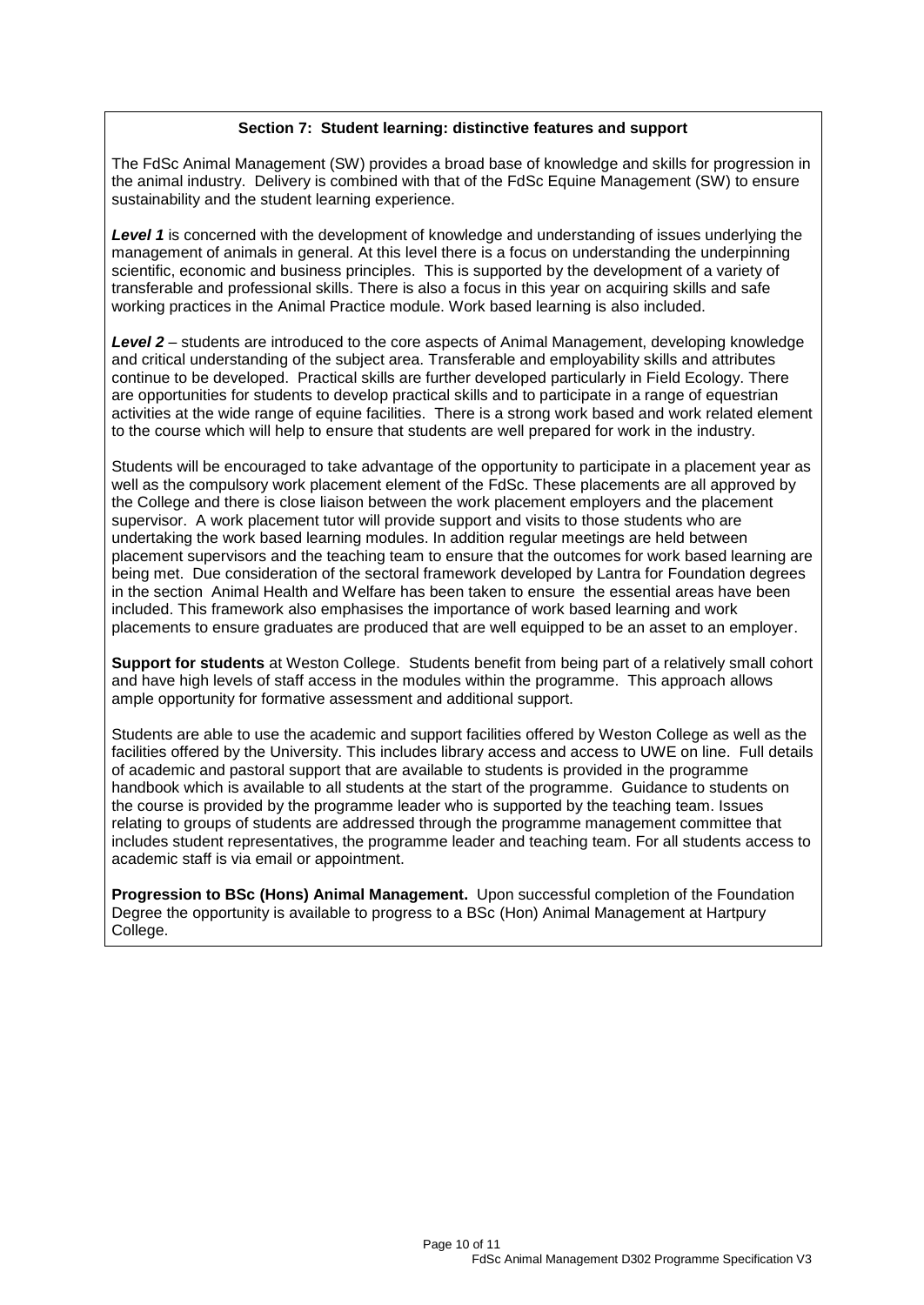## Section 7: Student learning: distinctive features and support

The FdSc Animal Management (SW) provides a broad base of knowledge and skills for progression in the animal industry. Delivery is combined with that of the FdSc Equine Management (SW) to ensure sustainability and the student learning experience.

***Level 1*** is concerned with the development of knowledge and understanding of issues underlying the management of animals in general. At this level there is a focus on understanding the underpinning scientific, economic and business principles. This is supported by the development of a variety of transferable and professional skills. There is also a focus in this year on acquiring skills and safe working practices in the Animal Practice module. Work based learning is also included.

***Level 2*** – students are introduced to the core aspects of Animal Management, developing knowledge and critical understanding of the subject area. Transferable and employability skills and attributes continue to be developed. Practical skills are further developed particularly in Field Ecology. There are opportunities for students to develop practical skills and to participate in a range of equestrian activities at the wide range of equine facilities. There is a strong work based and work related element to the course which will help to ensure that students are well prepared for work in the industry.

Students will be encouraged to take advantage of the opportunity to participate in a placement year as well as the compulsory work placement element of the FdSc. These placements are all approved by the College and there is close liaison between the work placement employers and the placement supervisor. A work placement tutor will provide support and visits to those students who are undertaking the work based learning modules. In addition regular meetings are held between placement supervisors and the teaching team to ensure that the outcomes for work based learning are being met. Due consideration of the sectoral framework developed by Lantra for Foundation degrees in the section Animal Health and Welfare has been taken to ensure the essential areas have been included. This framework also emphasises the importance of work based learning and work placements to ensure graduates are produced that are well equipped to be an asset to an employer.

**Support for students** at Weston College. Students benefit from being part of a relatively small cohort and have high levels of staff access in the modules within the programme. This approach allows ample opportunity for formative assessment and additional support.

Students are able to use the academic and support facilities offered by Weston College as well as the facilities offered by the University. This includes library access and access to UWE on line. Full details of academic and pastoral support that are available to students is provided in the programme handbook which is available to all students at the start of the programme. Guidance to students on the course is provided by the programme leader who is supported by the teaching team. Issues relating to groups of students are addressed through the programme management committee that includes student representatives, the programme leader and teaching team. For all students access to academic staff is via email or appointment.

**Progression to BSc (Hons) Animal Management.** Upon successful completion of the Foundation Degree the opportunity is available to progress to a BSc (Hon) Animal Management at Hartpury College.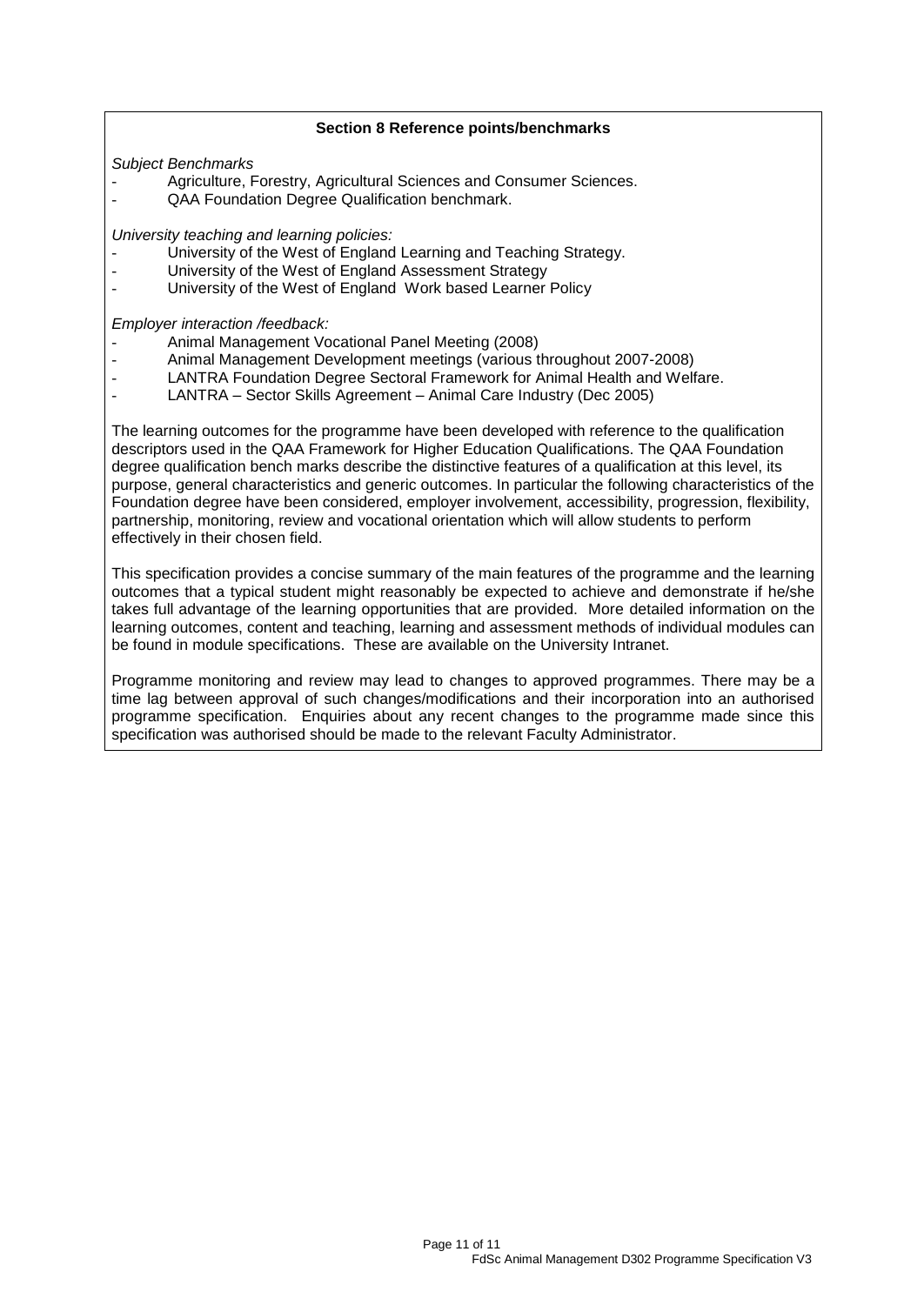## Section 8 Reference points/benchmarks

*Subject Benchmarks*

- Agriculture, Forestry, Agricultural Sciences and Consumer Sciences.
- QAA Foundation Degree Qualification benchmark.

*University teaching and learning policies:*

- University of the West of England Learning and Teaching Strategy.
- University of the West of England Assessment Strategy
- University of the West of England Work based Learner Policy

*Employer interaction /feedback:*

- Animal Management Vocational Panel Meeting (2008)
- Animal Management Development meetings (various throughout 2007-2008)
- LANTRA Foundation Degree Sectoral Framework for Animal Health and Welfare.
- LANTRA – Sector Skills Agreement – Animal Care Industry (Dec 2005)

The learning outcomes for the programme have been developed with reference to the qualification descriptors used in the QAA Framework for Higher Education Qualifications. The QAA Foundation degree qualification bench marks describe the distinctive features of a qualification at this level, its purpose, general characteristics and generic outcomes. In particular the following characteristics of the Foundation degree have been considered, employer involvement, accessibility, progression, flexibility, partnership, monitoring, review and vocational orientation which will allow students to perform effectively in their chosen field.

This specification provides a concise summary of the main features of the programme and the learning outcomes that a typical student might reasonably be expected to achieve and demonstrate if he/she takes full advantage of the learning opportunities that are provided. More detailed information on the learning outcomes, content and teaching, learning and assessment methods of individual modules can be found in module specifications. These are available on the University Intranet.

Programme monitoring and review may lead to changes to approved programmes. There may be a time lag between approval of such changes/modifications and their incorporation into an authorised programme specification. Enquiries about any recent changes to the programme made since this specification was authorised should be made to the relevant Faculty Administrator.